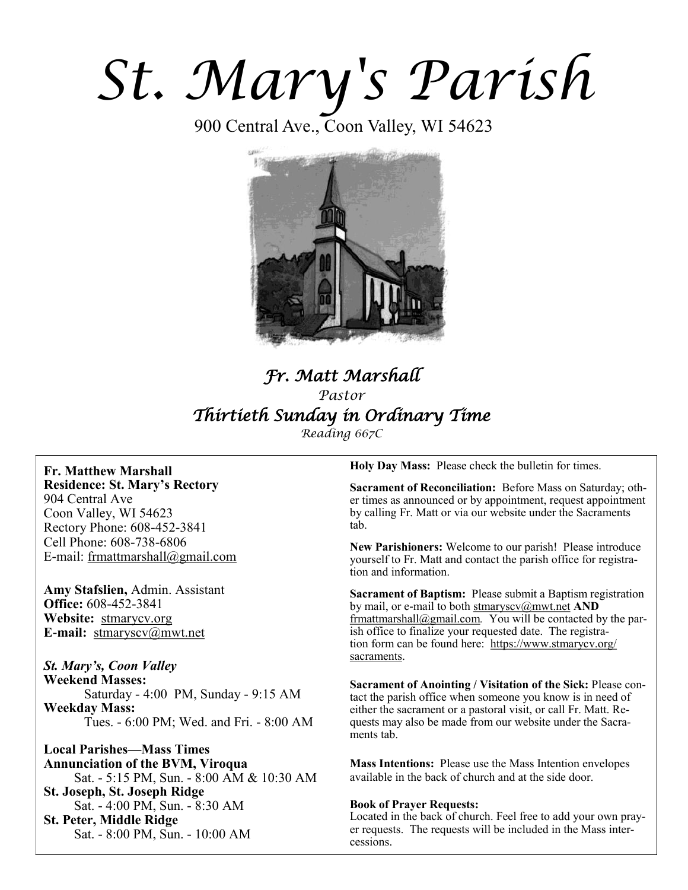# St. Mary's Parish

900 Central Ave., Coon Valley, WI 54623

## *Fr. Matt Marshall*

*Pastor*

## *Thirtieth Sunday in Ordinary Time*

*Reading 667C*

**Fr. Matthew Marshall**
**Residence: St. Mary's Rectory**
904 Central Ave
Coon Valley, WI 54623
Rectory Phone: 608-452-3841
Cell Phone: 608-738-6806
E-mail: frmattmarshall@gmail.com

**Amy Stafslien,** Admin. Assistant
**Office:** 608-452-3841
**Website:** stmarycv.org
**E-mail:** stmaryscv@mwt.net

***St. Mary's, Coon Valley***
**Weekend Masses:**
Saturday - 4:00 PM, Sunday - 9:15 AM
**Weekday Mass:**
Tues. - 6:00 PM; Wed. and Fri. - 8:00 AM

**Local Parishes—Mass Times**
**Annunciation of the BVM, Viroqua**
Sat. - 5:15 PM, Sun. - 8:00 AM & 10:30 AM
**St. Joseph, St. Joseph Ridge**
Sat. - 4:00 PM, Sun. - 8:30 AM
**St. Peter, Middle Ridge**
Sat. - 8:00 PM, Sun. - 10:00 AM

**Holy Day Mass:** Please check the bulletin for times.

**Sacrament of Reconciliation:** Before Mass on Saturday; other times as announced or by appointment, request appointment by calling Fr. Matt or via our website under the Sacraments tab.

**New Parishioners:** Welcome to our parish! Please introduce yourself to Fr. Matt and contact the parish office for registration and information.

**Sacrament of Baptism:** Please submit a Baptism registration by mail, or e-mail to both stmaryscv@mwt.net **AND** frmattmarshall@gmail.com. You will be contacted by the parish office to finalize your requested date. The registration form can be found here: https://www.stmarycv.org/sacraments.

**Sacrament of Anointing / Visitation of the Sick:** Please contact the parish office when someone you know is in need of either the sacrament or a pastoral visit, or call Fr. Matt. Requests may also be made from our website under the Sacraments tab.

**Mass Intentions:** Please use the Mass Intention envelopes available in the back of church and at the side door.

**Book of Prayer Requests:**
Located in the back of church. Feel free to add your own prayer requests. The requests will be included in the Mass intercessions.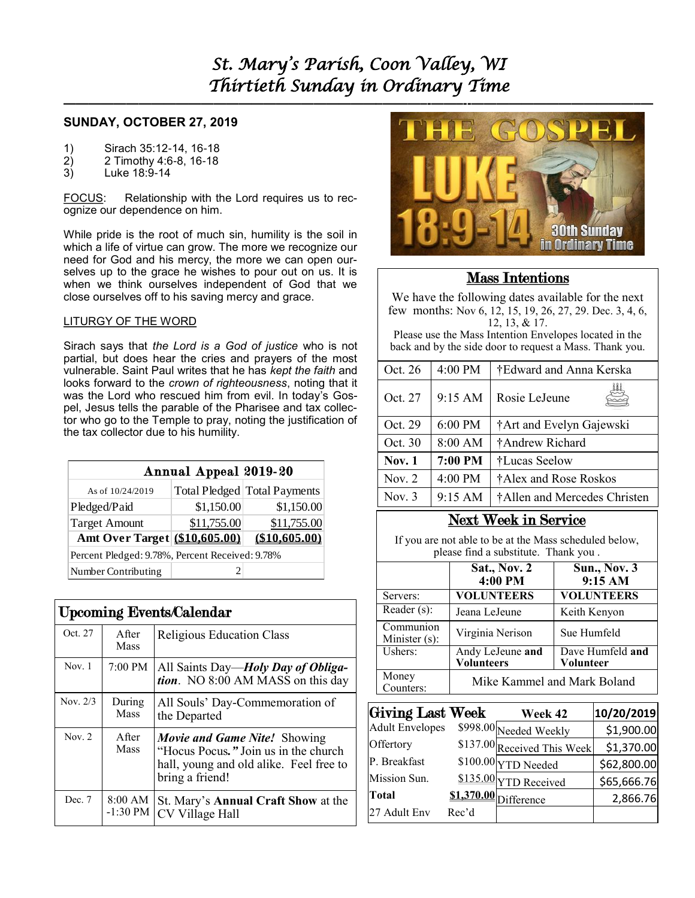# St. Mary's Parish, Coon Valley, WI
# Thirtieth Sunday in Ordinary Time

## SUNDAY, OCTOBER 27, 2019

1) Sirach 35:12-14, 16-18
2) 2 Timothy 4:6-8, 16-18
3) Luke 18:9-14

FOCUS: Relationship with the Lord requires us to recognize our dependence on him.

While pride is the root of much sin, humility is the soil in which a life of virtue can grow. The more we recognize our need for God and his mercy, the more we can open ourselves up to the grace he wishes to pour out on us. It is when we think ourselves independent of God that we close ourselves off to his saving mercy and grace.

LITURGY OF THE WORD

Sirach says that *the Lord is a God of justice* who is not partial, but does hear the cries and prayers of the most vulnerable. Saint Paul writes that he has *kept the faith* and looks forward to the *crown of righteousness*, noting that it was the Lord who rescued him from evil. In today's Gospel, Jesus tells the parable of the Pharisee and tax collector who go to the Temple to pray, noting the justification of the tax collector due to his humility.

| Annual Appeal 2019-20 | | |
|---|---|---|
| As of 10/24/2019 | Total Pledged | Total Payments |
| Pledged/Paid | $1,150.00 | $1,150.00 |
| Target Amount | $11,755.00 | $11,755.00 |
| **Amt Over Target** | **($10,605.00)** | **($10,605.00)** |
| Percent Pledged: 9.78%, Percent Received: 9.78% | | |
| Number Contributing | 2 | |

## Upcoming Events/Calendar

| Date | Time | Event |
|---|---|---|
| Oct. 27 | After Mass | Religious Education Class |
| Nov. 1 | 7:00 PM | All Saints Day—***Holy Day of Obligation***. NO 8:00 AM MASS on this day |
| Nov. 2/3 | During Mass | All Souls' Day-Commemoration of the Departed |
| Nov. 2 | After Mass | ***Movie and Game Nite!*** Showing "Hocus Pocus." Join us in the church hall, young and old alike. Feel free to bring a friend! |
| Dec. 7 | 8:00 AM -1:30 PM | St. Mary's **Annual Craft Show** at the CV Village Hall |

## Mass Intentions

We have the following dates available for the next few months: Nov 6, 12, 15, 19, 26, 27, 29. Dec. 3, 4, 6, 12, 13, & 17.
Please use the Mass Intention Envelopes located in the back and by the side door to request a Mass. Thank you.

| Date | Time | Intention |
|---|---|---|
| Oct. 26 | 4:00 PM | †Edward and Anna Kerska |
| Oct. 27 | 9:15 AM | Rosie LeJeune |
| Oct. 29 | 6:00 PM | †Art and Evelyn Gajewski |
| Oct. 30 | 8:00 AM | †Andrew Richard |
| **Nov. 1** | **7:00 PM** | †Lucas Seelow |
| Nov. 2 | 4:00 PM | †Alex and Rose Roskos |
| Nov. 3 | 9:15 AM | †Allen and Mercedes Christen |

## Next Week in Service

If you are not able to be at the Mass scheduled below, please find a substitute. Thank you .

| | Sat., Nov. 2 4:00 PM | Sun., Nov. 3 9:15 AM |
|---|---|---|
| Servers: | **VOLUNTEERS** | **VOLUNTEERS** |
| Reader (s): | Jeana LeJeune | Keith Kenyon |
| Communion Minister (s): | Virginia Nerison | Sue Humfeld |
| Ushers: | Andy LeJeune **and Volunteers** | Dave Humfeld **and Volunteer** |
| Money Counters: | Mike Kammel and Mark Boland | |

| Giving Last Week | | Week 42 | 10/20/2019 |
|---|---|---|---|
| Adult Envelopes | $998.00 | Needed Weekly | $1,900.00 |
| Offertory | $137.00 | Received This Week | $1,370.00 |
| P. Breakfast | $100.00 | YTD Needed | $62,800.00 |
| Mission Sun. | $135.00 | YTD Received | $65,666.76 |
| **Total** | **$1,370.00** | Difference | 2,866.76 |
| 27 Adult Env | Rec'd | | |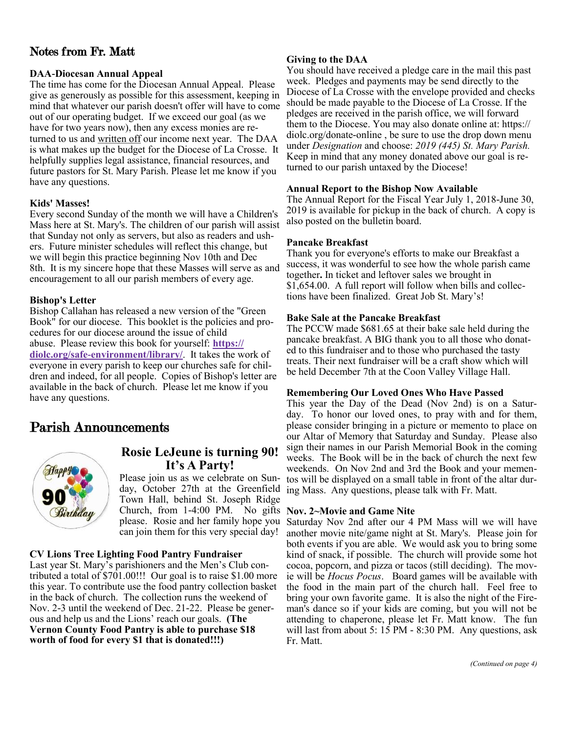## Notes from Fr. Matt

**DAA-Diocesan Annual Appeal**

The time has come for the Diocesan Annual Appeal. Please give as generously as possible for this assessment, keeping in mind that whatever our parish doesn't offer will have to come out of our operating budget. If we exceed our goal (as we have for two years now), then any excess monies are returned to us and written off our income next year. The DAA is what makes up the budget for the Diocese of La Crosse. It helpfully supplies legal assistance, financial resources, and future pastors for St. Mary Parish. Please let me know if you have any questions.

**Kids' Masses!**

Every second Sunday of the month we will have a Children's Mass here at St. Mary's. The children of our parish will assist that Sunday not only as servers, but also as readers and ushers. Future minister schedules will reflect this change, but we will begin this practice beginning Nov 10th and Dec 8th. It is my sincere hope that these Masses will serve as and encouragement to all our parish members of every age.

**Bishop's Letter**

Bishop Callahan has released a new version of the "Green Book" for our diocese. This booklet is the policies and procedures for our diocese around the issue of child abuse. Please review this book for yourself: **https://diolc.org/safe-environment/library/**. It takes the work of everyone in every parish to keep our churches safe for children and indeed, for all people. Copies of Bishop's letter are available in the back of church. Please let me know if you have any questions.

## Parish Announcements

### Rosie LeJeune is turning 90! It's A Party!

Please join us as we celebrate on Sunday, October 27th at the Greenfield Town Hall, behind St. Joseph Ridge Church, from 1-4:00 PM. No gifts please. Rosie and her family hope you can join them for this very special day!

**CV Lions Tree Lighting Food Pantry Fundraiser**

Last year St. Mary's parishioners and the Men's Club contributed a total of $701.00!!! Our goal is to raise $1.00 more this year. To contribute use the food pantry collection basket in the back of church. The collection runs the weekend of Nov. 2-3 until the weekend of Dec. 21-22. Please be generous and help us and the Lions' reach our goals. **(The Vernon County Food Pantry is able to purchase $18 worth of food for every $1 that is donated!!!)**

**Giving to the DAA**

You should have received a pledge care in the mail this past week. Pledges and payments may be send directly to the Diocese of La Crosse with the envelope provided and checks should be made payable to the Diocese of La Crosse. If the pledges are received in the parish office, we will forward them to the Diocese. You may also donate online at: https://diolc.org/donate-online , be sure to use the drop down menu under *Designation* and choose: *2019 (445) St. Mary Parish.* Keep in mind that any money donated above our goal is returned to our parish untaxed by the Diocese!

**Annual Report to the Bishop Now Available**

The Annual Report for the Fiscal Year July 1, 2018-June 30, 2019 is available for pickup in the back of church. A copy is also posted on the bulletin board.

**Pancake Breakfast**

Thank you for everyone's efforts to make our Breakfast a success, it was wonderful to see how the whole parish came together**.** In ticket and leftover sales we brought in $1,654.00. A full report will follow when bills and collections have been finalized. Great Job St. Mary's!

**Bake Sale at the Pancake Breakfast**

The PCCW made $681.65 at their bake sale held during the pancake breakfast. A BIG thank you to all those who donated to this fundraiser and to those who purchased the tasty treats. Their next fundraiser will be a craft show which will be held December 7th at the Coon Valley Village Hall.

**Remembering Our Loved Ones Who Have Passed**

This year the Day of the Dead (Nov 2nd) is on a Saturday. To honor our loved ones, to pray with and for them, please consider bringing in a picture or memento to place on our Altar of Memory that Saturday and Sunday. Please also sign their names in our Parish Memorial Book in the coming weeks. The Book will be in the back of church the next few weekends. On Nov 2nd and 3rd the Book and your mementos will be displayed on a small table in front of the altar during Mass. Any questions, please talk with Fr. Matt.

**Nov. 2~Movie and Game Nite**

Saturday Nov 2nd after our 4 PM Mass will we will have another movie nite/game night at St. Mary's. Please join for both events if you are able. We would ask you to bring some kind of snack, if possible. The church will provide some hot cocoa, popcorn, and pizza or tacos (still deciding). The movie will be *Hocus Pocus*. Board games will be available with the food in the main part of the church hall. Feel free to bring your own favorite game. It is also the night of the Fireman's dance so if your kids are coming, but you will not be attending to chaperone, please let Fr. Matt know. The fun will last from about 5: 15 PM - 8:30 PM. Any questions, ask Fr. Matt.

*(Continued on page 4)*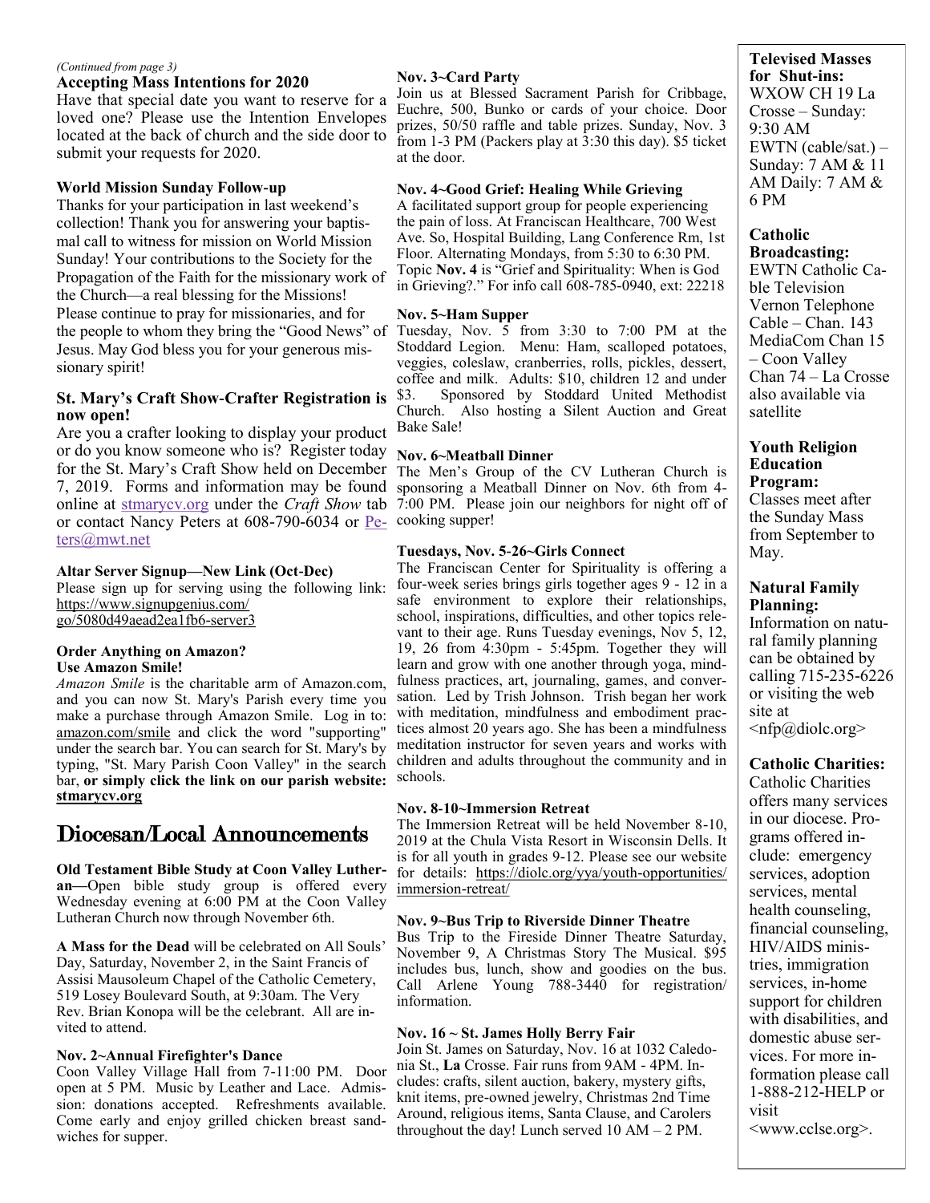*(Continued from page 3)*

**Accepting Mass Intentions for 2020**

Have that special date you want to reserve for a loved one? Please use the Intention Envelopes located at the back of church and the side door to submit your requests for 2020.

**World Mission Sunday Follow-up**

Thanks for your participation in last weekend's collection! Thank you for answering your baptismal call to witness for mission on World Mission Sunday! Your contributions to the Society for the Propagation of the Faith for the missionary work of the Church—a real blessing for the Missions! Please continue to pray for missionaries, and for the people to whom they bring the "Good News" of Jesus. May God bless you for your generous missionary spirit!

**St. Mary's Craft Show-Crafter Registration is now open!**

Are you a crafter looking to display your product or do you know someone who is? Register today for the St. Mary's Craft Show held on December 7, 2019. Forms and information may be found online at stmarycv.org under the *Craft Show* tab or contact Nancy Peters at 608-790-6034 or Peters@mwt.net

**Altar Server Signup—New Link (Oct-Dec)**

Please sign up for serving using the following link: https://www.signupgenius.com/go/5080d49aead2ea1fb6-server3

**Order Anything on Amazon?**
**Use Amazon Smile!**

*Amazon Smile* is the charitable arm of Amazon.com, and you can now St. Mary's Parish every time you make a purchase through Amazon Smile. Log in to: amazon.com/smile and click the word "supporting" under the search bar. You can search for St. Mary's by typing, "St. Mary Parish Coon Valley" in the search bar, **or simply click the link on our parish website: stmarycv.org**

## Diocesan/Local Announcements

**Old Testament Bible Study at Coon Valley Lutheran—**Open bible study group is offered every Wednesday evening at 6:00 PM at the Coon Valley Lutheran Church now through November 6th.

**A Mass for the Dead** will be celebrated on All Souls' Day, Saturday, November 2, in the Saint Francis of Assisi Mausoleum Chapel of the Catholic Cemetery, 519 Losey Boulevard South, at 9:30am. The Very Rev. Brian Konopa will be the celebrant. All are invited to attend.

**Nov. 2~Annual Firefighter's Dance**

Coon Valley Village Hall from 7-11:00 PM. Door open at 5 PM. Music by Leather and Lace. Admission: donations accepted. Refreshments available. Come early and enjoy grilled chicken breast sandwiches for supper.

**Nov. 3~Card Party**

Join us at Blessed Sacrament Parish for Cribbage, Euchre, 500, Bunko or cards of your choice. Door prizes, 50/50 raffle and table prizes. Sunday, Nov. 3 from 1-3 PM (Packers play at 3:30 this day). $5 ticket at the door.

**Nov. 4~Good Grief: Healing While Grieving**

A facilitated support group for people experiencing the pain of loss. At Franciscan Healthcare, 700 West Ave. So, Hospital Building, Lang Conference Rm, 1st Floor. Alternating Mondays, from 5:30 to 6:30 PM. Topic **Nov. 4** is "Grief and Spirituality: When is God in Grieving?." For info call 608-785-0940, ext: 22218

**Nov. 5~Ham Supper**

Tuesday, Nov. 5 from 3:30 to 7:00 PM at the Stoddard Legion. Menu: Ham, scalloped potatoes, veggies, coleslaw, cranberries, rolls, pickles, dessert, coffee and milk. Adults: $10, children 12 and under $3. Sponsored by Stoddard United Methodist Church. Also hosting a Silent Auction and Great Bake Sale!

**Nov. 6~Meatball Dinner**

The Men's Group of the CV Lutheran Church is sponsoring a Meatball Dinner on Nov. 6th from 4-7:00 PM. Please join our neighbors for night off of cooking supper!

**Tuesdays, Nov. 5-26~Girls Connect**

The Franciscan Center for Spirituality is offering a four-week series brings girls together ages 9 - 12 in a safe environment to explore their relationships, school, inspirations, difficulties, and other topics relevant to their age. Runs Tuesday evenings, Nov 5, 12, 19, 26 from 4:30pm - 5:45pm. Together they will learn and grow with one another through yoga, mindfulness practices, art, journaling, games, and conversation. Led by Trish Johnson. Trish began her work with meditation, mindfulness and embodiment practices almost 20 years ago. She has been a mindfulness meditation instructor for seven years and works with children and adults throughout the community and in schools.

**Nov. 8-10~Immersion Retreat**

The Immersion Retreat will be held November 8-10, 2019 at the Chula Vista Resort in Wisconsin Dells. It is for all youth in grades 9-12. Please see our website for details: https://diolc.org/yya/youth-opportunities/immersion-retreat/

**Nov. 9~Bus Trip to Riverside Dinner Theatre**

Bus Trip to the Fireside Dinner Theatre Saturday, November 9, A Christmas Story The Musical. $95 includes bus, lunch, show and goodies on the bus. Call Arlene Young 788-3440 for registration/information.

**Nov. 16 ~ St. James Holly Berry Fair**

Join St. James on Saturday, Nov. 16 at 1032 Caledonia St., **La** Crosse. Fair runs from 9AM - 4PM. Includes: crafts, silent auction, bakery, mystery gifts, knit items, pre-owned jewelry, Christmas 2nd Time Around, religious items, Santa Clause, and Carolers throughout the day! Lunch served 10 AM – 2 PM.

**Televised Masses for Shut-ins:**
WXOW CH 19 La Crosse – Sunday: 9:30 AM
EWTN (cable/sat.) – Sunday: 7 AM & 11 AM Daily: 7 AM & 6 PM

**Catholic Broadcasting:**
EWTN Catholic Cable Television
Vernon Telephone Cable – Chan. 143
MediaCom Chan 15 – Coon Valley
Chan 74 – La Crosse also available via satellite

**Youth Religion Education Program:**
Classes meet after the Sunday Mass from September to May.

**Natural Family Planning:**
Information on natural family planning can be obtained by calling 715-235-6226 or visiting the web site at <nfp@diolc.org>

**Catholic Charities:**
Catholic Charities offers many services in our diocese. Programs offered include: emergency services, adoption services, mental health counseling, financial counseling, HIV/AIDS ministries, immigration services, in-home support for children with disabilities, and domestic abuse services. For more information please call 1-888-212-HELP or visit <www.cclse.org>.